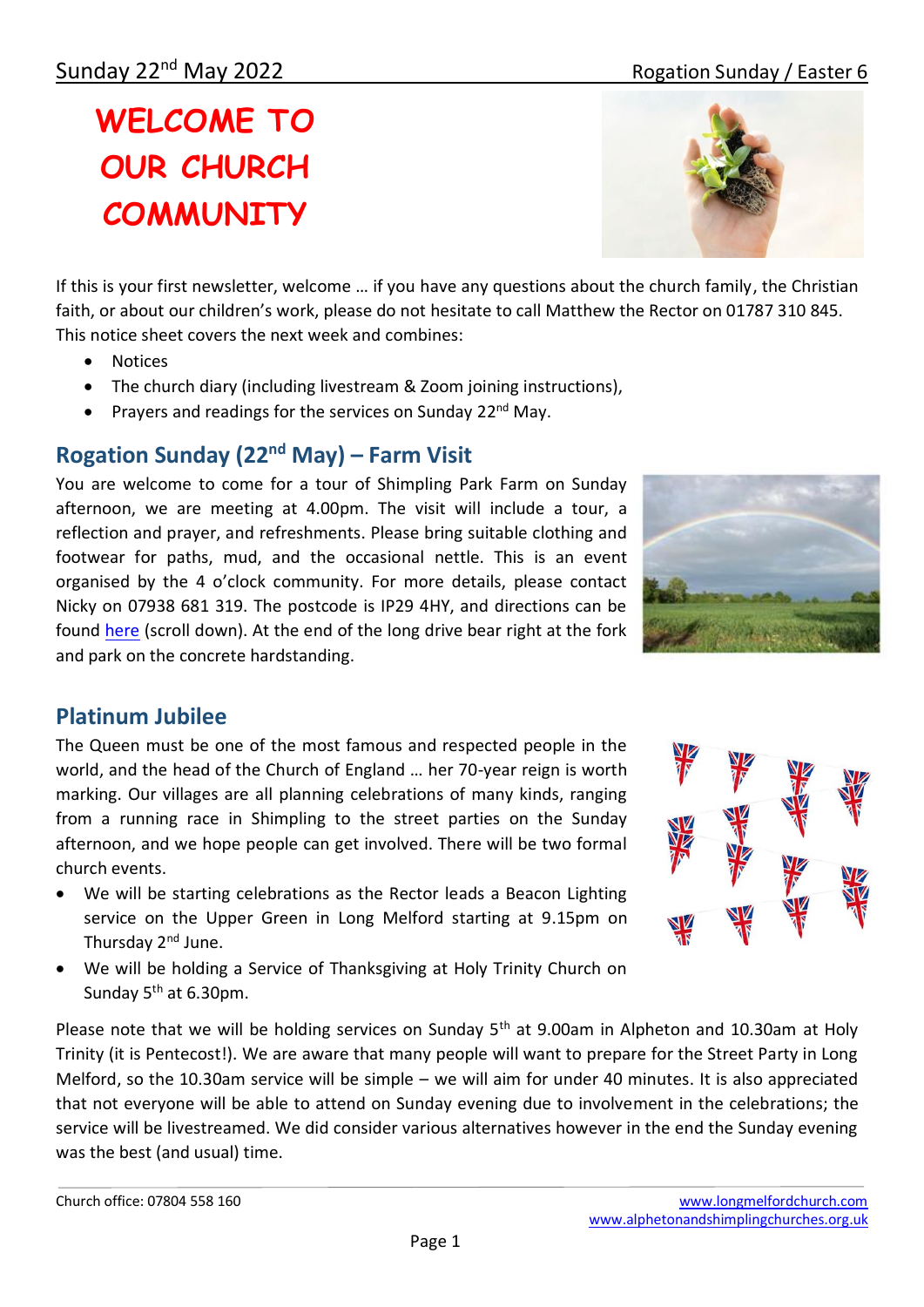Sunday 22nd May 2022 Rogation Sunday / Easter 6

# WELCOME TO OUR CHURCH COMMUNITY

If this is your first newsletter, welcome … if you have any questions about the church family, the Christian faith, or about our children's work, please do not hesitate to call Matthew the Rector on 01787 310 845. This notice sheet covers the next week and combines:

- Notices
- The church diary (including livestream & Zoom joining instructions),
- Prayers and readings for the services on Sunday 22nd May.

## Rogation Sunday (22nd May) – Farm Visit

You are welcome to come for a tour of Shimpling Park Farm on Sunday afternoon, we are meeting at 4.00pm. The visit will include a tour, a reflection and prayer, and refreshments. Please bring suitable clothing and footwear for paths, mud, and the occasional nettle. This is an event organised by the 4 o'clock community. For more details, please contact Nicky on 07938 681 319. The postcode is IP29 4HY, and directions can be found here (scroll down). At the end of the long drive bear right at the fork and park on the concrete hardstanding.

## Platinum Jubilee

The Queen must be one of the most famous and respected people in the world, and the head of the Church of England … her 70-year reign is worth marking. Our villages are all planning celebrations of many kinds, ranging from a running race in Shimpling to the street parties on the Sunday afternoon, and we hope people can get involved. There will be two formal church events.

- We will be starting celebrations as the Rector leads a Beacon Lighting service on the Upper Green in Long Melford starting at 9.15pm on Thursday 2nd June.
- We will be holding a Service of Thanksgiving at Holy Trinity Church on Sunday 5th at 6.30pm.

Please note that we will be holding services on Sunday 5th at 9.00am in Alpheton and 10.30am at Holy Trinity (it is Pentecost!). We are aware that many people will want to prepare for the Street Party in Long Melford, so the 10.30am service will be simple – we will aim for under 40 minutes. It is also appreciated that not everyone will be able to attend on Sunday evening due to involvement in the celebrations; the service will be livestreamed. We did consider various alternatives however in the end the Sunday evening was the best (and usual) time.

Church office: 07804 558 160 www.longmelfordchurch.com www.alphetonandshimplingchurches.org.uk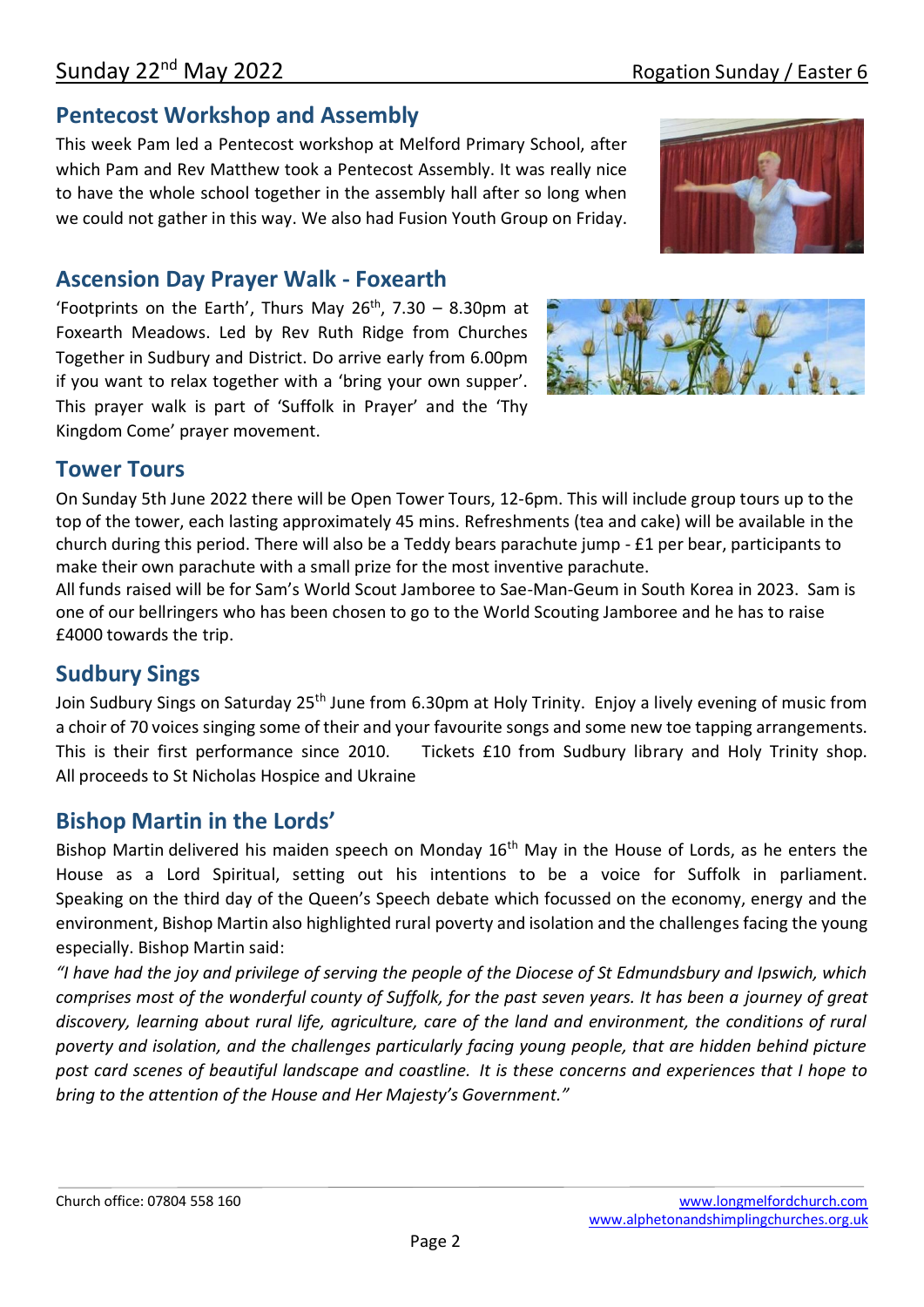## Pentecost Workshop and Assembly

This week Pam led a Pentecost workshop at Melford Primary School, after which Pam and Rev Matthew took a Pentecost Assembly. It was really nice to have the whole school together in the assembly hall after so long when we could not gather in this way. We also had Fusion Youth Group on Friday.

## Ascension Day Prayer Walk - Foxearth

'Footprints on the Earth', Thurs May 26th, 7.30 – 8.30pm at Foxearth Meadows. Led by Rev Ruth Ridge from Churches Together in Sudbury and District. Do arrive early from 6.00pm if you want to relax together with a 'bring your own supper'. This prayer walk is part of 'Suffolk in Prayer' and the 'Thy Kingdom Come' prayer movement.

## Tower Tours

On Sunday 5th June 2022 there will be Open Tower Tours, 12-6pm. This will include group tours up to the top of the tower, each lasting approximately 45 mins. Refreshments (tea and cake) will be available in the church during this period. There will also be a Teddy bears parachute jump - £1 per bear, participants to make their own parachute with a small prize for the most inventive parachute.
All funds raised will be for Sam's World Scout Jamboree to Sae-Man-Geum in South Korea in 2023. Sam is one of our bellringers who has been chosen to go to the World Scouting Jamboree and he has to raise £4000 towards the trip.

## Sudbury Sings

Join Sudbury Sings on Saturday 25th June from 6.30pm at Holy Trinity. Enjoy a lively evening of music from a choir of 70 voices singing some of their and your favourite songs and some new toe tapping arrangements. This is their first performance since 2010. Tickets £10 from Sudbury library and Holy Trinity shop. All proceeds to St Nicholas Hospice and Ukraine

## Bishop Martin in the Lords'

Bishop Martin delivered his maiden speech on Monday 16th May in the House of Lords, as he enters the House as a Lord Spiritual, setting out his intentions to be a voice for Suffolk in parliament. Speaking on the third day of the Queen's Speech debate which focussed on the economy, energy and the environment, Bishop Martin also highlighted rural poverty and isolation and the challenges facing the young especially. Bishop Martin said:

*"I have had the joy and privilege of serving the people of the Diocese of St Edmundsbury and Ipswich, which comprises most of the wonderful county of Suffolk, for the past seven years. It has been a journey of great discovery, learning about rural life, agriculture, care of the land and environment, the conditions of rural poverty and isolation, and the challenges particularly facing young people, that are hidden behind picture post card scenes of beautiful landscape and coastline. It is these concerns and experiences that I hope to bring to the attention of the House and Her Majesty's Government."*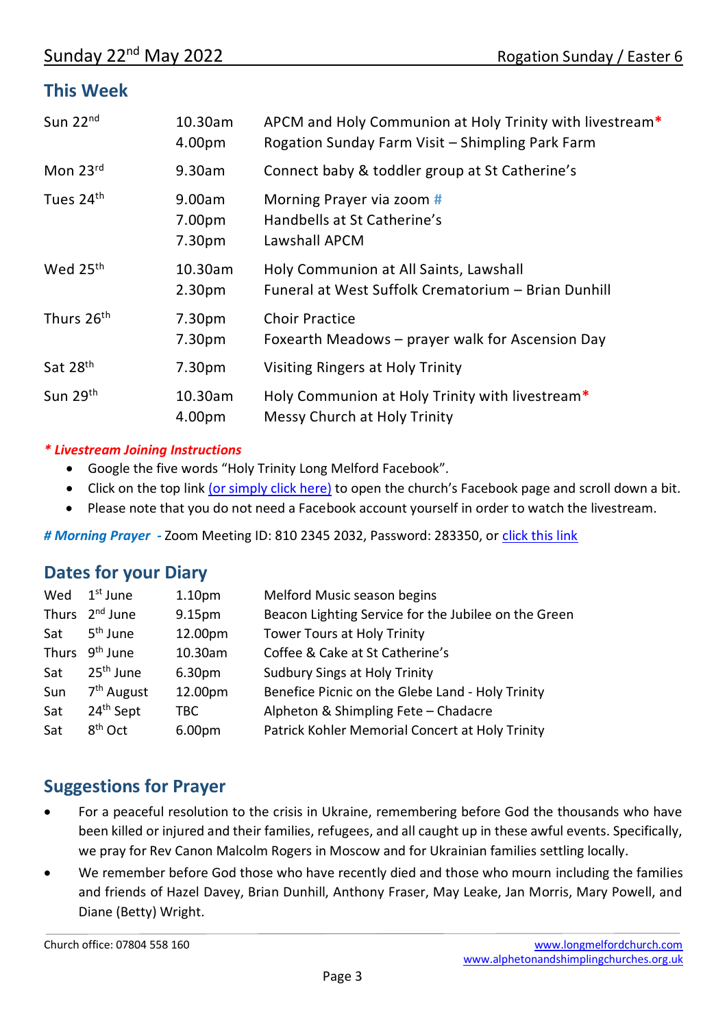Sunday 22nd May 2022 — Rogation Sunday / Easter 6

## This Week

| | | |
|---|---|---|
| Sun 22nd | 10.30am<br>4.00pm | APCM and Holy Communion at Holy Trinity with livestream*<br>Rogation Sunday Farm Visit – Shimpling Park Farm |
| Mon 23rd | 9.30am | Connect baby & toddler group at St Catherine's |
| Tues 24th | 9.00am<br>7.00pm<br>7.30pm | Morning Prayer via zoom #<br>Handbells at St Catherine's<br>Lawshall APCM |
| Wed 25th | 10.30am<br>2.30pm | Holy Communion at All Saints, Lawshall<br>Funeral at West Suffolk Crematorium – Brian Dunhill |
| Thurs 26th | 7.30pm<br>7.30pm | Choir Practice<br>Foxearth Meadows – prayer walk for Ascension Day |
| Sat 28th | 7.30pm | Visiting Ringers at Holy Trinity |
| Sun 29th | 10.30am<br>4.00pm | Holy Communion at Holy Trinity with livestream*<br>Messy Church at Holy Trinity |

***\* Livestream Joining Instructions***

- Google the five words "Holy Trinity Long Melford Facebook".
- Click on the top link (or simply click here) to open the church's Facebook page and scroll down a bit.
- Please note that you do not need a Facebook account yourself in order to watch the livestream.

***# Morning Prayer*** - Zoom Meeting ID: 810 2345 2032, Password: 283350, or click this link

## Dates for your Diary

| | | | |
|---|---|---|---|
| Wed | 1st June | 1.10pm | Melford Music season begins |
| Thurs | 2nd June | 9.15pm | Beacon Lighting Service for the Jubilee on the Green |
| Sat | 5th June | 12.00pm | Tower Tours at Holy Trinity |
| Thurs | 9th June | 10.30am | Coffee & Cake at St Catherine's |
| Sat | 25th June | 6.30pm | Sudbury Sings at Holy Trinity |
| Sun | 7th August | 12.00pm | Benefice Picnic on the Glebe Land - Holy Trinity |
| Sat | 24th Sept | TBC | Alpheton & Shimpling Fete – Chadacre |
| Sat | 8th Oct | 6.00pm | Patrick Kohler Memorial Concert at Holy Trinity |

## Suggestions for Prayer

- For a peaceful resolution to the crisis in Ukraine, remembering before God the thousands who have been killed or injured and their families, refugees, and all caught up in these awful events. Specifically, we pray for Rev Canon Malcolm Rogers in Moscow and for Ukrainian families settling locally.
- We remember before God those who have recently died and those who mourn including the families and friends of Hazel Davey, Brian Dunhill, Anthony Fraser, May Leake, Jan Morris, Mary Powell, and Diane (Betty) Wright.

Church office: 07804 558 160 — www.longmelfordchurch.com — www.alphetonandshimplingchurches.org.uk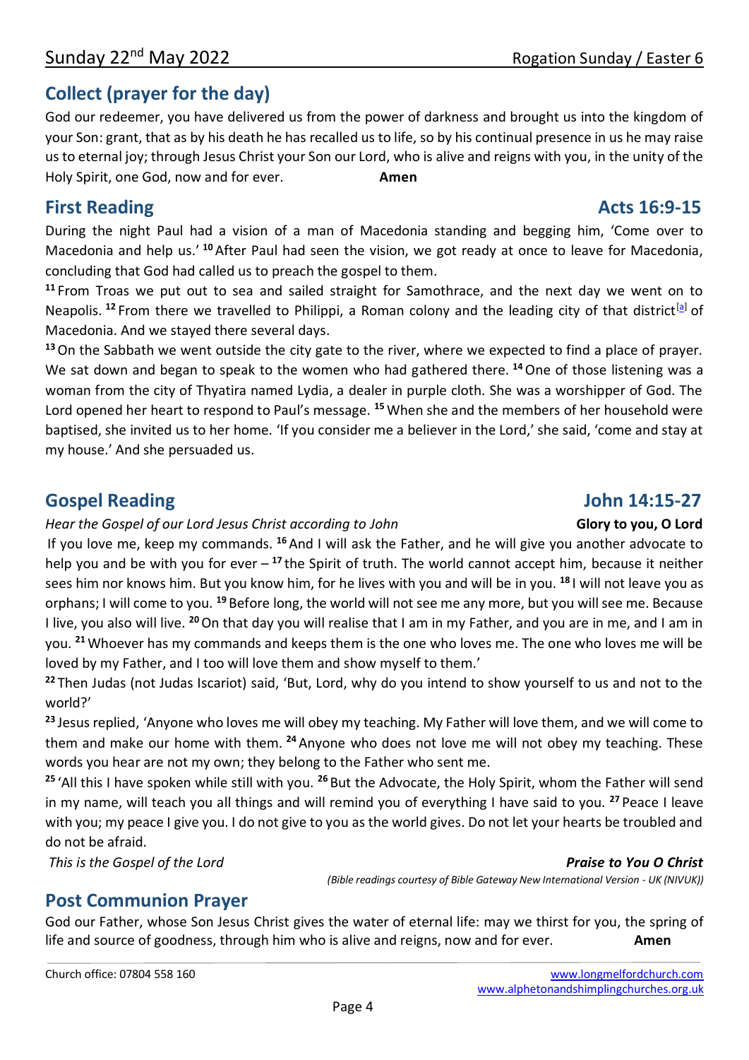## Sunday 22nd May 2022 — Rogation Sunday / Easter 6

## Collect (prayer for the day)

God our redeemer, you have delivered us from the power of darkness and brought us into the kingdom of your Son: grant, that as by his death he has recalled us to life, so by his continual presence in us he may raise us to eternal joy; through Jesus Christ your Son our Lord, who is alive and reigns with you, in the unity of the Holy Spirit, one God, now and for ever. **Amen**

## First Reading — Acts 16:9-15

During the night Paul had a vision of a man of Macedonia standing and begging him, 'Come over to Macedonia and help us.' **10** After Paul had seen the vision, we got ready at once to leave for Macedonia, concluding that God had called us to preach the gospel to them.

**11** From Troas we put out to sea and sailed straight for Samothrace, and the next day we went on to Neapolis. **12** From there we travelled to Philippi, a Roman colony and the leading city of that district[a] of Macedonia. And we stayed there several days.

**13** On the Sabbath we went outside the city gate to the river, where we expected to find a place of prayer. We sat down and began to speak to the women who had gathered there. **14** One of those listening was a woman from the city of Thyatira named Lydia, a dealer in purple cloth. She was a worshipper of God. The Lord opened her heart to respond to Paul's message. **15** When she and the members of her household were baptised, she invited us to her home. 'If you consider me a believer in the Lord,' she said, 'come and stay at my house.' And she persuaded us.

## Gospel Reading — John 14:15-27

*Hear the Gospel of our Lord Jesus Christ according to John* **Glory to you, O Lord**

If you love me, keep my commands. **16** And I will ask the Father, and he will give you another advocate to help you and be with you for ever – **17** the Spirit of truth. The world cannot accept him, because it neither sees him nor knows him. But you know him, for he lives with you and will be in you. **18** I will not leave you as orphans; I will come to you. **19** Before long, the world will not see me any more, but you will see me. Because I live, you also will live. **20** On that day you will realise that I am in my Father, and you are in me, and I am in you. **21** Whoever has my commands and keeps them is the one who loves me. The one who loves me will be loved by my Father, and I too will love them and show myself to them.'

**22** Then Judas (not Judas Iscariot) said, 'But, Lord, why do you intend to show yourself to us and not to the world?'

**23** Jesus replied, 'Anyone who loves me will obey my teaching. My Father will love them, and we will come to them and make our home with them. **24** Anyone who does not love me will not obey my teaching. These words you hear are not my own; they belong to the Father who sent me.

**25** 'All this I have spoken while still with you. **26** But the Advocate, the Holy Spirit, whom the Father will send in my name, will teach you all things and will remind you of everything I have said to you. **27** Peace I leave with you; my peace I give you. I do not give to you as the world gives. Do not let your hearts be troubled and do not be afraid.

*This is the Gospel of the Lord* ***Praise to You O Christ***

*(Bible readings courtesy of Bible Gateway New International Version - UK (NIVUK))*

## Post Communion Prayer

God our Father, whose Son Jesus Christ gives the water of eternal life: may we thirst for you, the spring of life and source of goodness, through him who is alive and reigns, now and for ever. **Amen**

Church office: 07804 558 160

www.longmelfordchurch.com
www.alphetonandshimplingchurches.org.uk